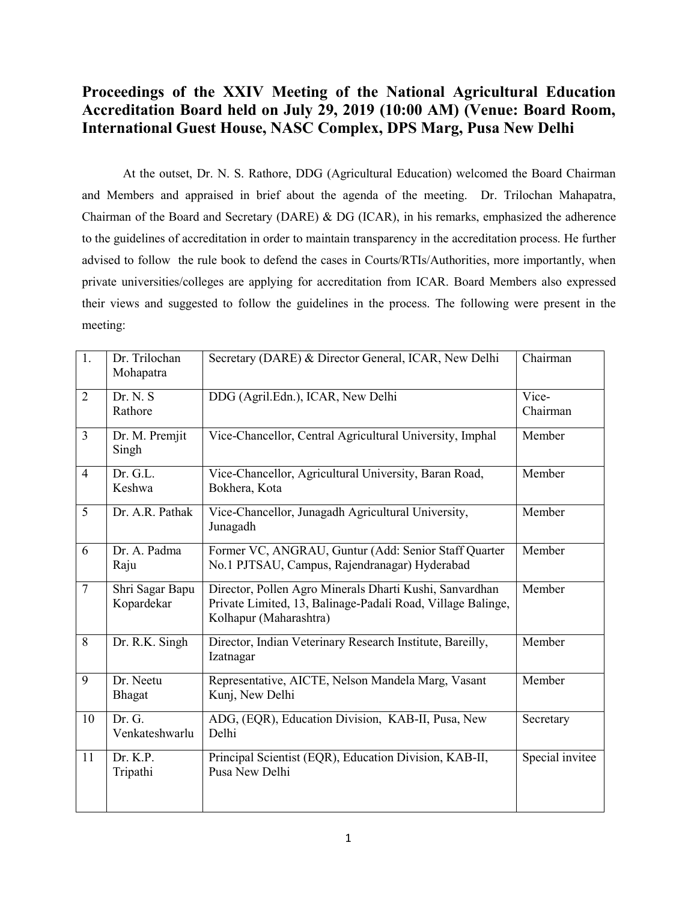# Proceedings of the XXIV Meeting of the National Agricultural Education Accreditation Board held on July 29, 2019 (10:00 AM) (Venue: Board Room, International Guest House, NASC Complex, DPS Marg, Pusa New Delhi

At the outset, Dr. N. S. Rathore, DDG (Agricultural Education) welcomed the Board Chairman and Members and appraised in brief about the agenda of the meeting. Dr. Trilochan Mahapatra, Chairman of the Board and Secretary (DARE) & DG (ICAR), in his remarks, emphasized the adherence to the guidelines of accreditation in order to maintain transparency in the accreditation process. He further advised to follow the rule book to defend the cases in Courts/RTIs/Authorities, more importantly, when private universities/colleges are applying for accreditation from ICAR. Board Members also expressed their views and suggested to follow the guidelines in the process. The following were present in the meeting:

| 1. | Dr. Trilochan Mohapatra | Secretary (DARE) & Director General, ICAR, New Delhi | Chairman |
|---|---|---|---|
| 2 | Dr. N. S Rathore | DDG (Agril.Edn.), ICAR, New Delhi | Vice-Chairman |
| 3 | Dr. M. Premjit Singh | Vice-Chancellor, Central Agricultural University, Imphal | Member |
| 4 | Dr. G.L. Keshwa | Vice-Chancellor, Agricultural University, Baran Road, Bokhera, Kota | Member |
| 5 | Dr. A.R. Pathak | Vice-Chancellor, Junagadh Agricultural University, Junagadh | Member |
| 6 | Dr. A. Padma Raju | Former VC, ANGRAU, Guntur (Add: Senior Staff Quarter No.1 PJTSAU, Campus, Rajendranagar) Hyderabad | Member |
| 7 | Shri Sagar Bapu Kopardekar | Director, Pollen Agro Minerals Dharti Kushi, Sanvardhan Private Limited, 13, Balinage-Padali Road, Village Balinge, Kolhapur (Maharashtra) | Member |
| 8 | Dr. R.K. Singh | Director, Indian Veterinary Research Institute, Bareilly, Izatnagar | Member |
| 9 | Dr. Neetu Bhagat | Representative, AICTE, Nelson Mandela Marg, Vasant Kunj, New Delhi | Member |
| 10 | Dr. G. Venkateshwarlu | ADG, (EQR), Education Division, KAB-II, Pusa, New Delhi | Secretary |
| 11 | Dr. K.P. Tripathi | Principal Scientist (EQR), Education Division, KAB-II, Pusa New Delhi | Special invitee |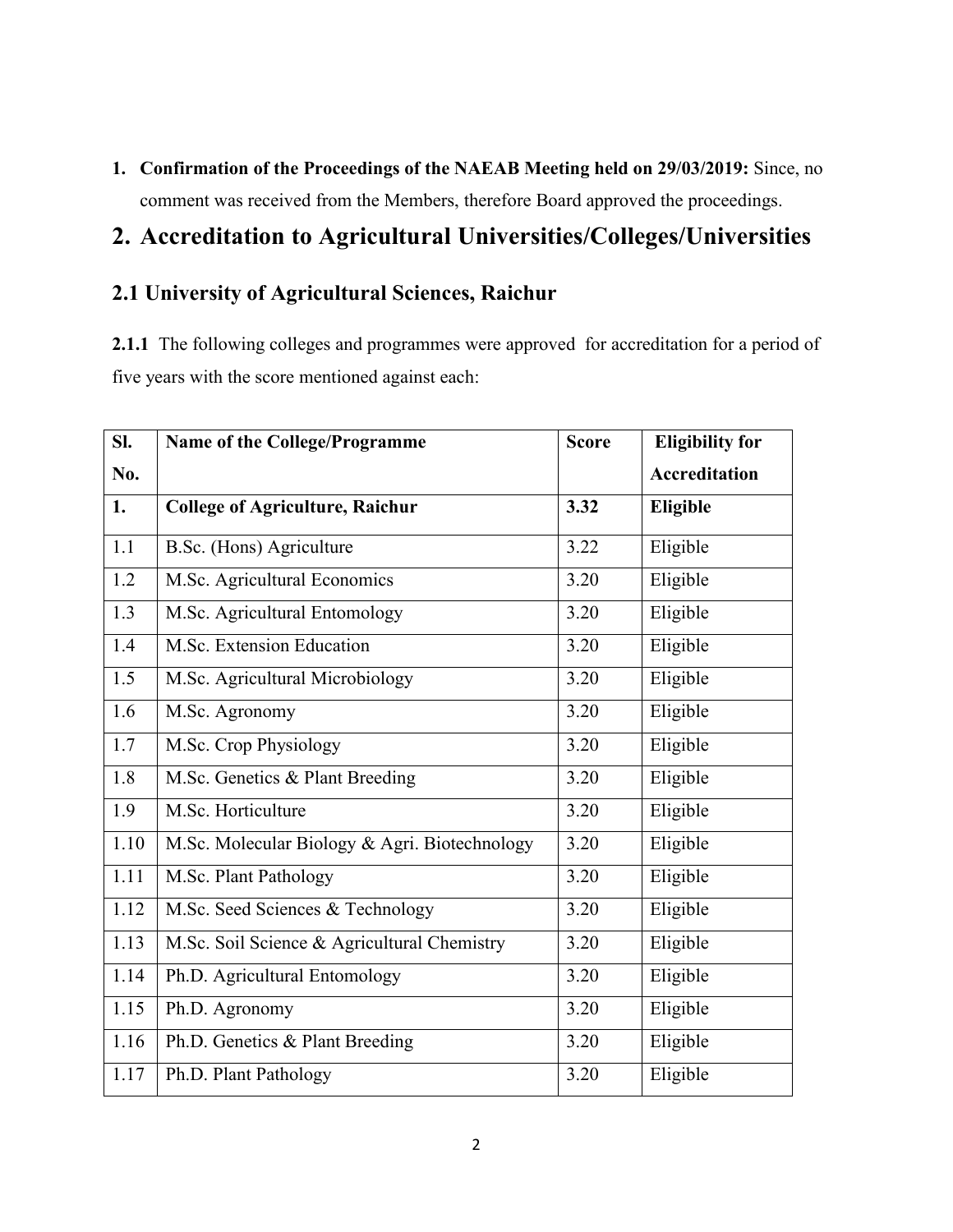1. **Confirmation of the Proceedings of the NAEAB Meeting held on 29/03/2019:** Since, no comment was received from the Members, therefore Board approved the proceedings.

# 2. Accreditation to Agricultural Universities/Colleges/Universities

## 2.1 University of Agricultural Sciences, Raichur

**2.1.1** The following colleges and programmes were approved for accreditation for a period of five years with the score mentioned against each:

| Sl. No. | Name of the College/Programme | Score | Eligibility for Accreditation |
|---|---|---|---|
| **1.** | **College of Agriculture, Raichur** | **3.32** | **Eligible** |
| 1.1 | B.Sc. (Hons) Agriculture | 3.22 | Eligible |
| 1.2 | M.Sc. Agricultural Economics | 3.20 | Eligible |
| 1.3 | M.Sc. Agricultural Entomology | 3.20 | Eligible |
| 1.4 | M.Sc. Extension Education | 3.20 | Eligible |
| 1.5 | M.Sc. Agricultural Microbiology | 3.20 | Eligible |
| 1.6 | M.Sc. Agronomy | 3.20 | Eligible |
| 1.7 | M.Sc. Crop Physiology | 3.20 | Eligible |
| 1.8 | M.Sc. Genetics & Plant Breeding | 3.20 | Eligible |
| 1.9 | M.Sc. Horticulture | 3.20 | Eligible |
| 1.10 | M.Sc. Molecular Biology & Agri. Biotechnology | 3.20 | Eligible |
| 1.11 | M.Sc. Plant Pathology | 3.20 | Eligible |
| 1.12 | M.Sc. Seed Sciences & Technology | 3.20 | Eligible |
| 1.13 | M.Sc. Soil Science & Agricultural Chemistry | 3.20 | Eligible |
| 1.14 | Ph.D. Agricultural Entomology | 3.20 | Eligible |
| 1.15 | Ph.D. Agronomy | 3.20 | Eligible |
| 1.16 | Ph.D. Genetics & Plant Breeding | 3.20 | Eligible |
| 1.17 | Ph.D. Plant Pathology | 3.20 | Eligible |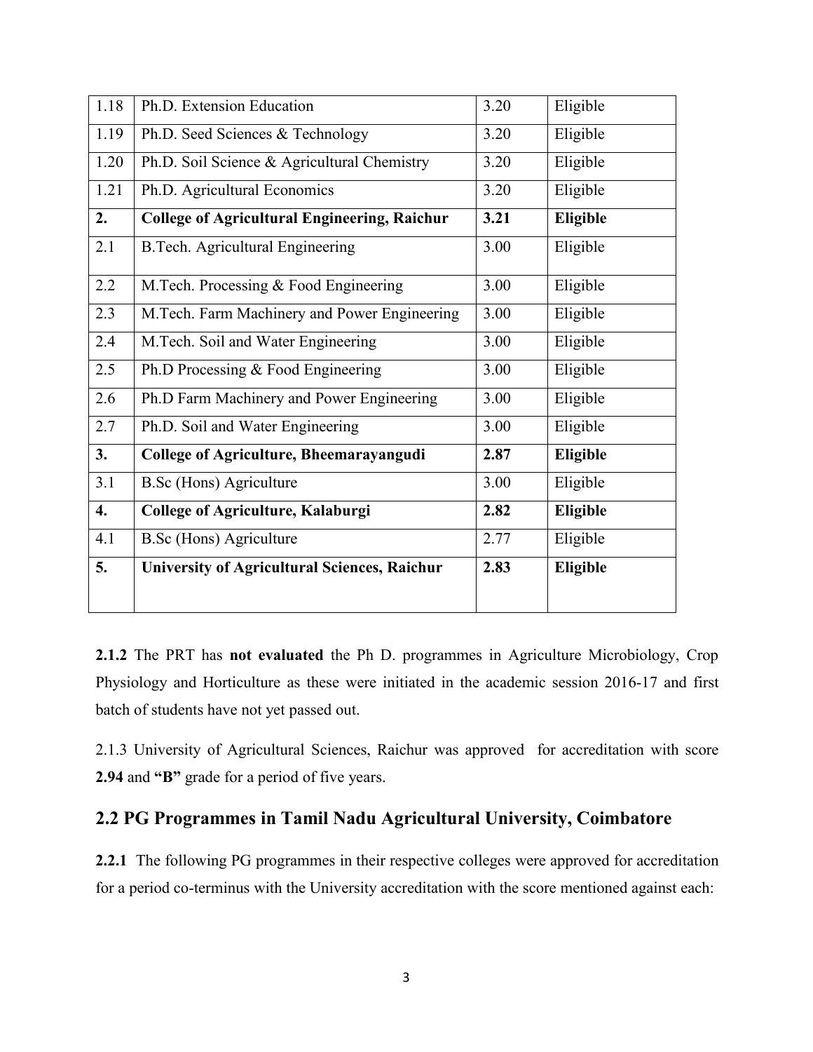| 1.18 | Ph.D. Extension Education | 3.20 | Eligible |
|---|---|---|---|
| 1.19 | Ph.D. Seed Sciences & Technology | 3.20 | Eligible |
| 1.20 | Ph.D. Soil Science & Agricultural Chemistry | 3.20 | Eligible |
| 1.21 | Ph.D. Agricultural Economics | 3.20 | Eligible |
| **2.** | **College of Agricultural Engineering, Raichur** | **3.21** | **Eligible** |
| 2.1 | B.Tech. Agricultural Engineering | 3.00 | Eligible |
| 2.2 | M.Tech. Processing & Food Engineering | 3.00 | Eligible |
| 2.3 | M.Tech. Farm Machinery and Power Engineering | 3.00 | Eligible |
| 2.4 | M.Tech. Soil and Water Engineering | 3.00 | Eligible |
| 2.5 | Ph.D Processing & Food Engineering | 3.00 | Eligible |
| 2.6 | Ph.D Farm Machinery and Power Engineering | 3.00 | Eligible |
| 2.7 | Ph.D. Soil and Water Engineering | 3.00 | Eligible |
| **3.** | **College of Agriculture, Bheemarayangudi** | **2.87** | **Eligible** |
| 3.1 | B.Sc (Hons) Agriculture | 3.00 | Eligible |
| **4.** | **College of Agriculture, Kalaburgi** | **2.82** | **Eligible** |
| 4.1 | B.Sc (Hons) Agriculture | 2.77 | Eligible |
| **5.** | **University of Agricultural Sciences, Raichur** | **2.83** | **Eligible** |

**2.1.2** The PRT has **not evaluated** the Ph D. programmes in Agriculture Microbiology, Crop Physiology and Horticulture as these were initiated in the academic session 2016-17 and first batch of students have not yet passed out.

2.1.3 University of Agricultural Sciences, Raichur was approved for accreditation with score **2.94** and **"B"** grade for a period of five years.

## 2.2 PG Programmes in Tamil Nadu Agricultural University, Coimbatore

**2.2.1** The following PG programmes in their respective colleges were approved for accreditation for a period co-terminus with the University accreditation with the score mentioned against each: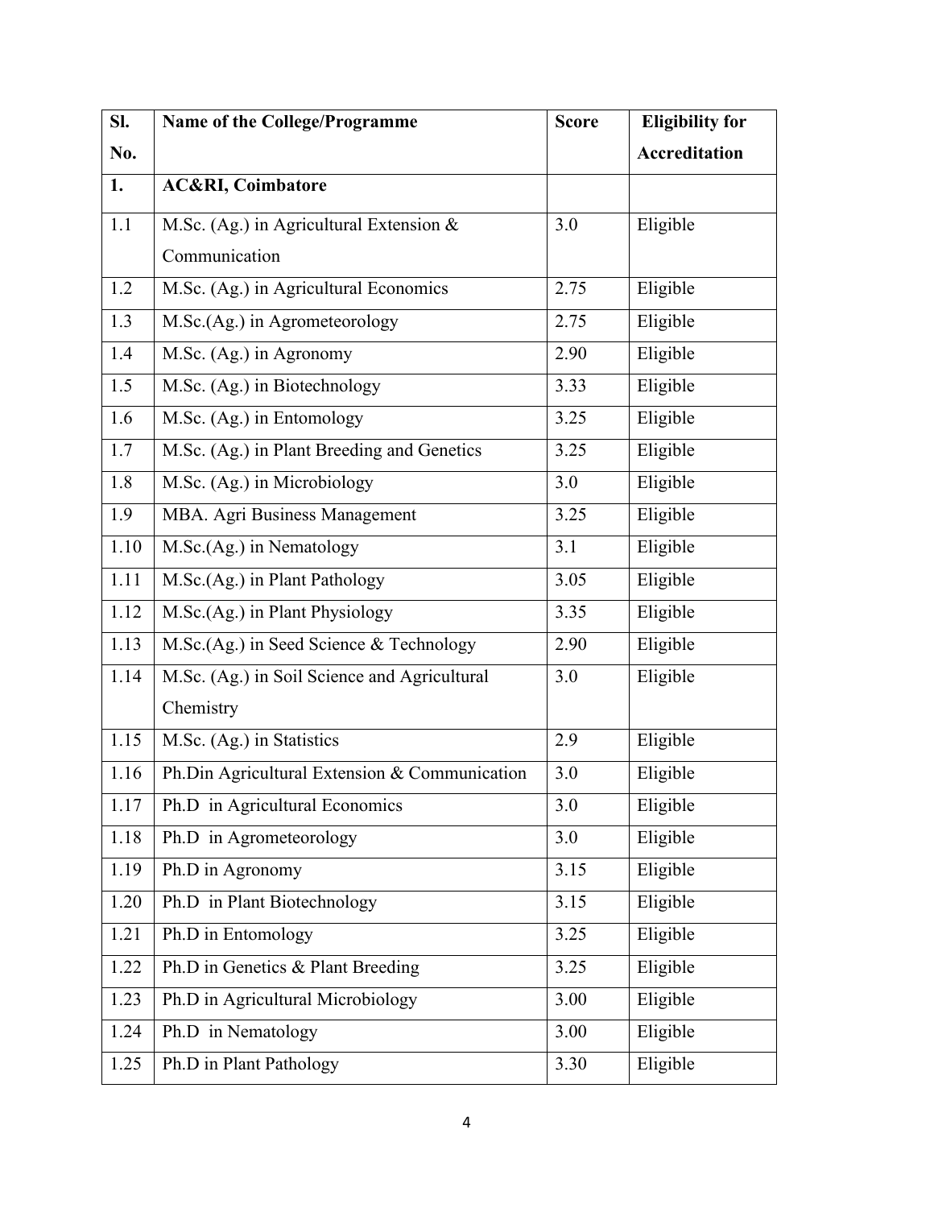| Sl. No. | Name of the College/Programme | Score | Eligibility for Accreditation |
|---|---|---|---|
| **1.** | **AC&RI, Coimbatore** | | |
| 1.1 | M.Sc. (Ag.) in Agricultural Extension & Communication | 3.0 | Eligible |
| 1.2 | M.Sc. (Ag.) in Agricultural Economics | 2.75 | Eligible |
| 1.3 | M.Sc.(Ag.) in Agrometeorology | 2.75 | Eligible |
| 1.4 | M.Sc. (Ag.) in Agronomy | 2.90 | Eligible |
| 1.5 | M.Sc. (Ag.) in Biotechnology | 3.33 | Eligible |
| 1.6 | M.Sc. (Ag.) in Entomology | 3.25 | Eligible |
| 1.7 | M.Sc. (Ag.) in Plant Breeding and Genetics | 3.25 | Eligible |
| 1.8 | M.Sc. (Ag.) in Microbiology | 3.0 | Eligible |
| 1.9 | MBA. Agri Business Management | 3.25 | Eligible |
| 1.10 | M.Sc.(Ag.) in Nematology | 3.1 | Eligible |
| 1.11 | M.Sc.(Ag.) in Plant Pathology | 3.05 | Eligible |
| 1.12 | M.Sc.(Ag.) in Plant Physiology | 3.35 | Eligible |
| 1.13 | M.Sc.(Ag.) in Seed Science & Technology | 2.90 | Eligible |
| 1.14 | M.Sc. (Ag.) in Soil Science and Agricultural Chemistry | 3.0 | Eligible |
| 1.15 | M.Sc. (Ag.) in Statistics | 2.9 | Eligible |
| 1.16 | Ph.Din Agricultural Extension & Communication | 3.0 | Eligible |
| 1.17 | Ph.D in Agricultural Economics | 3.0 | Eligible |
| 1.18 | Ph.D in Agrometeorology | 3.0 | Eligible |
| 1.19 | Ph.D in Agronomy | 3.15 | Eligible |
| 1.20 | Ph.D in Plant Biotechnology | 3.15 | Eligible |
| 1.21 | Ph.D in Entomology | 3.25 | Eligible |
| 1.22 | Ph.D in Genetics & Plant Breeding | 3.25 | Eligible |
| 1.23 | Ph.D in Agricultural Microbiology | 3.00 | Eligible |
| 1.24 | Ph.D in Nematology | 3.00 | Eligible |
| 1.25 | Ph.D in Plant Pathology | 3.30 | Eligible |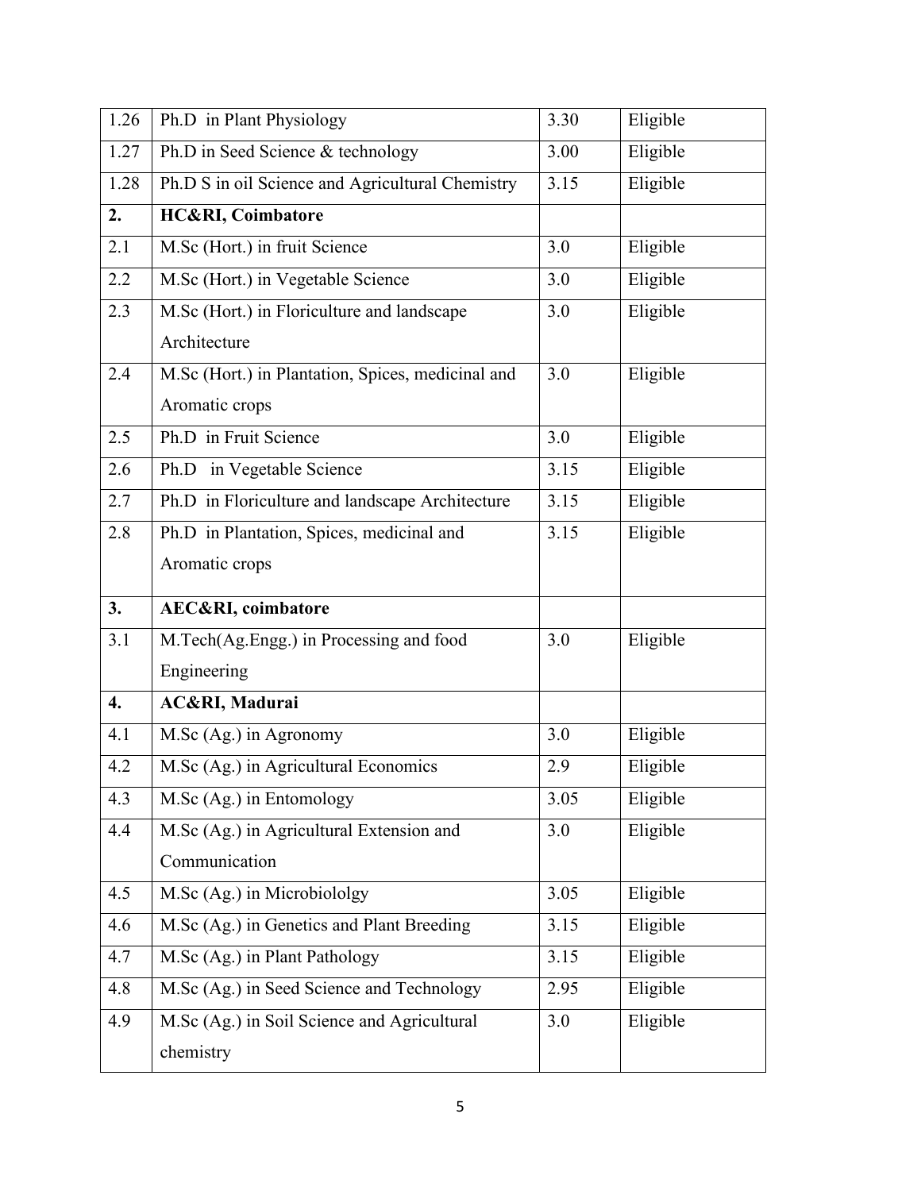| 1.26 | Ph.D in Plant Physiology | 3.30 | Eligible |
|---|---|---|---|
| 1.27 | Ph.D in Seed Science & technology | 3.00 | Eligible |
| 1.28 | Ph.D S in oil Science and Agricultural Chemistry | 3.15 | Eligible |
| **2.** | **HC&RI, Coimbatore** | | |
| 2.1 | M.Sc (Hort.) in fruit Science | 3.0 | Eligible |
| 2.2 | M.Sc (Hort.) in Vegetable Science | 3.0 | Eligible |
| 2.3 | M.Sc (Hort.) in Floriculture and landscape Architecture | 3.0 | Eligible |
| 2.4 | M.Sc (Hort.) in Plantation, Spices, medicinal and Aromatic crops | 3.0 | Eligible |
| 2.5 | Ph.D in Fruit Science | 3.0 | Eligible |
| 2.6 | Ph.D in Vegetable Science | 3.15 | Eligible |
| 2.7 | Ph.D in Floriculture and landscape Architecture | 3.15 | Eligible |
| 2.8 | Ph.D in Plantation, Spices, medicinal and Aromatic crops | 3.15 | Eligible |
| **3.** | **AEC&RI, coimbatore** | | |
| 3.1 | M.Tech(Ag.Engg.) in Processing and food Engineering | 3.0 | Eligible |
| **4.** | **AC&RI, Madurai** | | |
| 4.1 | M.Sc (Ag.) in Agronomy | 3.0 | Eligible |
| 4.2 | M.Sc (Ag.) in Agricultural Economics | 2.9 | Eligible |
| 4.3 | M.Sc (Ag.) in Entomology | 3.05 | Eligible |
| 4.4 | M.Sc (Ag.) in Agricultural Extension and Communication | 3.0 | Eligible |
| 4.5 | M.Sc (Ag.) in Microbiololgy | 3.05 | Eligible |
| 4.6 | M.Sc (Ag.) in Genetics and Plant Breeding | 3.15 | Eligible |
| 4.7 | M.Sc (Ag.) in Plant Pathology | 3.15 | Eligible |
| 4.8 | M.Sc (Ag.) in Seed Science and Technology | 2.95 | Eligible |
| 4.9 | M.Sc (Ag.) in Soil Science and Agricultural chemistry | 3.0 | Eligible |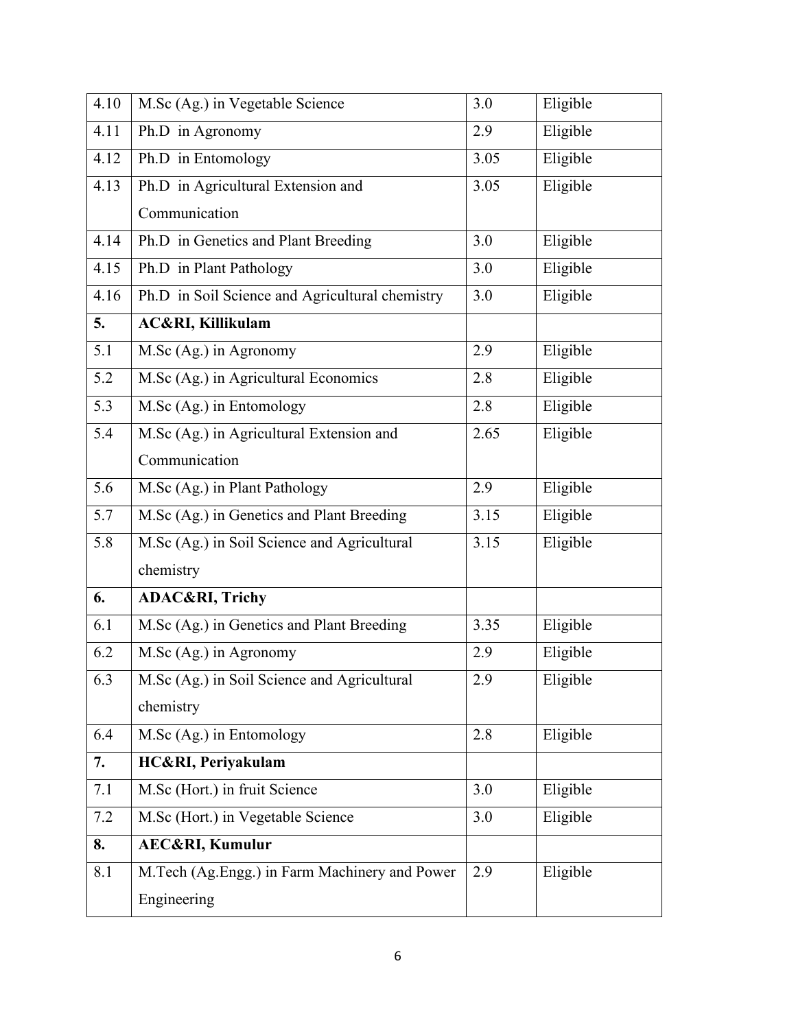| 4.10 | M.Sc (Ag.) in Vegetable Science | 3.0 | Eligible |
|---|---|---|---|
| 4.11 | Ph.D in Agronomy | 2.9 | Eligible |
| 4.12 | Ph.D in Entomology | 3.05 | Eligible |
| 4.13 | Ph.D in Agricultural Extension and Communication | 3.05 | Eligible |
| 4.14 | Ph.D in Genetics and Plant Breeding | 3.0 | Eligible |
| 4.15 | Ph.D in Plant Pathology | 3.0 | Eligible |
| 4.16 | Ph.D in Soil Science and Agricultural chemistry | 3.0 | Eligible |
| **5.** | **AC&RI, Killikulam** | | |
| 5.1 | M.Sc (Ag.) in Agronomy | 2.9 | Eligible |
| 5.2 | M.Sc (Ag.) in Agricultural Economics | 2.8 | Eligible |
| 5.3 | M.Sc (Ag.) in Entomology | 2.8 | Eligible |
| 5.4 | M.Sc (Ag.) in Agricultural Extension and Communication | 2.65 | Eligible |
| 5.6 | M.Sc (Ag.) in Plant Pathology | 2.9 | Eligible |
| 5.7 | M.Sc (Ag.) in Genetics and Plant Breeding | 3.15 | Eligible |
| 5.8 | M.Sc (Ag.) in Soil Science and Agricultural chemistry | 3.15 | Eligible |
| **6.** | **ADAC&RI, Trichy** | | |
| 6.1 | M.Sc (Ag.) in Genetics and Plant Breeding | 3.35 | Eligible |
| 6.2 | M.Sc (Ag.) in Agronomy | 2.9 | Eligible |
| 6.3 | M.Sc (Ag.) in Soil Science and Agricultural chemistry | 2.9 | Eligible |
| 6.4 | M.Sc (Ag.) in Entomology | 2.8 | Eligible |
| **7.** | **HC&RI, Periyakulam** | | |
| 7.1 | M.Sc (Hort.) in fruit Science | 3.0 | Eligible |
| 7.2 | M.Sc (Hort.) in Vegetable Science | 3.0 | Eligible |
| **8.** | **AEC&RI, Kumulur** | | |
| 8.1 | M.Tech (Ag.Engg.) in Farm Machinery and Power Engineering | 2.9 | Eligible |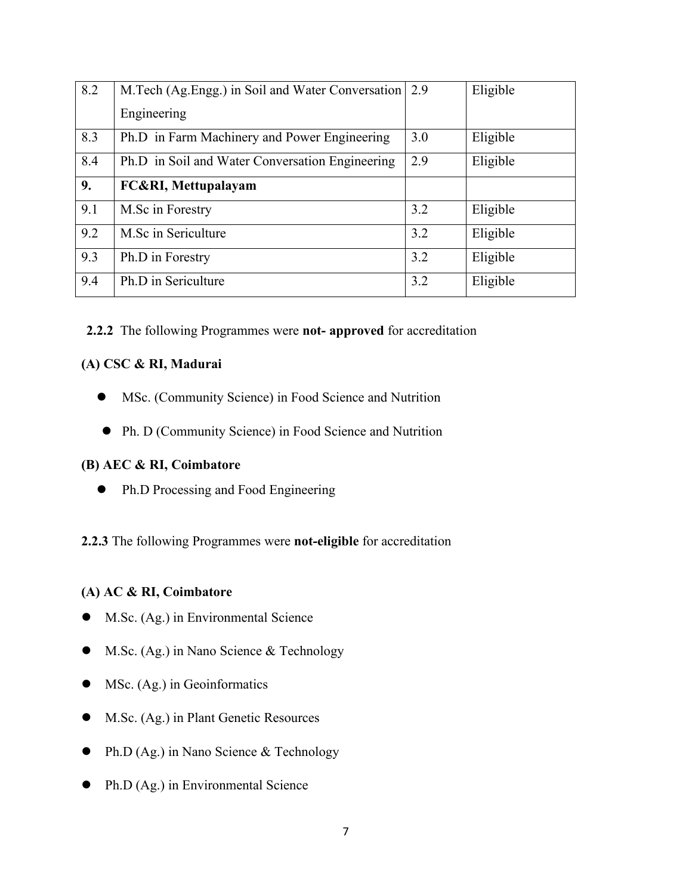| 8.2 | M.Tech (Ag.Engg.) in Soil and Water Conversation Engineering | 2.9 | Eligible |
|---|---|---|---|
| 8.3 | Ph.D in Farm Machinery and Power Engineering | 3.0 | Eligible |
| 8.4 | Ph.D in Soil and Water Conversation Engineering | 2.9 | Eligible |
| **9.** | **FC&RI, Mettupalayam** | | |
| 9.1 | M.Sc in Forestry | 3.2 | Eligible |
| 9.2 | M.Sc in Sericulture | 3.2 | Eligible |
| 9.3 | Ph.D in Forestry | 3.2 | Eligible |
| 9.4 | Ph.D in Sericulture | 3.2 | Eligible |

**2.2.2** The following Programmes were **not- approved** for accreditation

**(A) CSC & RI, Madurai**

- MSc. (Community Science) in Food Science and Nutrition
- Ph. D (Community Science) in Food Science and Nutrition

**(B) AEC & RI, Coimbatore**

- Ph.D Processing and Food Engineering

**2.2.3** The following Programmes were **not-eligible** for accreditation

**(A) AC & RI, Coimbatore**

- M.Sc. (Ag.) in Environmental Science
- M.Sc. (Ag.) in Nano Science & Technology
- MSc. (Ag.) in Geoinformatics
- M.Sc. (Ag.) in Plant Genetic Resources
- Ph.D (Ag.) in Nano Science & Technology
- Ph.D (Ag.) in Environmental Science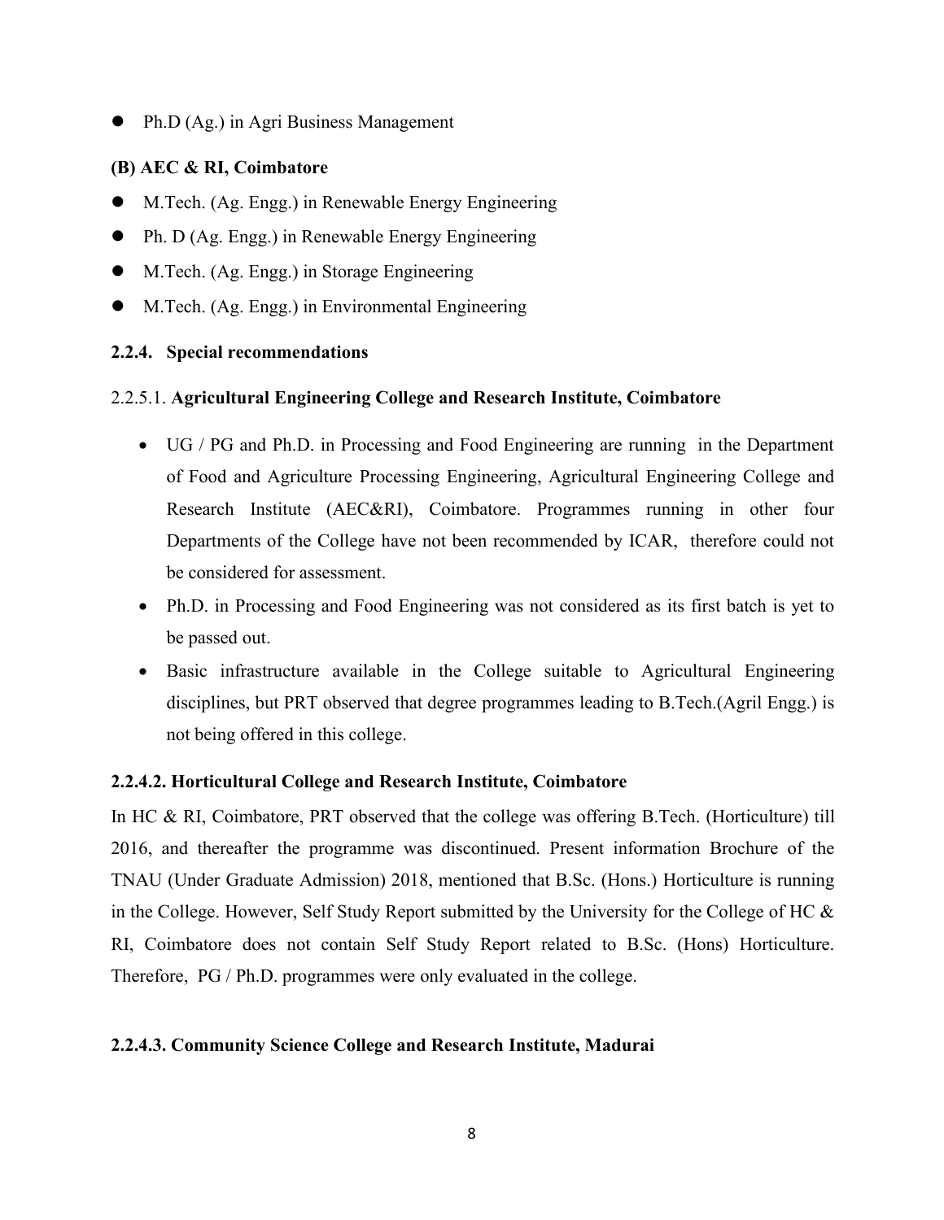- Ph.D (Ag.) in Agri Business Management

**(B) AEC & RI, Coimbatore**

- M.Tech. (Ag. Engg.) in Renewable Energy Engineering
- Ph. D (Ag. Engg.) in Renewable Energy Engineering
- M.Tech. (Ag. Engg.) in Storage Engineering
- M.Tech. (Ag. Engg.) in Environmental Engineering

### 2.2.4. Special recommendations

#### 2.2.5.1. Agricultural Engineering College and Research Institute, Coimbatore

- UG / PG and Ph.D. in Processing and Food Engineering are running in the Department of Food and Agriculture Processing Engineering, Agricultural Engineering College and Research Institute (AEC&RI), Coimbatore. Programmes running in other four Departments of the College have not been recommended by ICAR, therefore could not be considered for assessment.
- Ph.D. in Processing and Food Engineering was not considered as its first batch is yet to be passed out.
- Basic infrastructure available in the College suitable to Agricultural Engineering disciplines, but PRT observed that degree programmes leading to B.Tech.(Agril Engg.) is not being offered in this college.

#### 2.2.4.2. Horticultural College and Research Institute, Coimbatore

In HC & RI, Coimbatore, PRT observed that the college was offering B.Tech. (Horticulture) till 2016, and thereafter the programme was discontinued. Present information Brochure of the TNAU (Under Graduate Admission) 2018, mentioned that B.Sc. (Hons.) Horticulture is running in the College. However, Self Study Report submitted by the University for the College of HC & RI, Coimbatore does not contain Self Study Report related to B.Sc. (Hons) Horticulture. Therefore, PG / Ph.D. programmes were only evaluated in the college.

#### 2.2.4.3. Community Science College and Research Institute, Madurai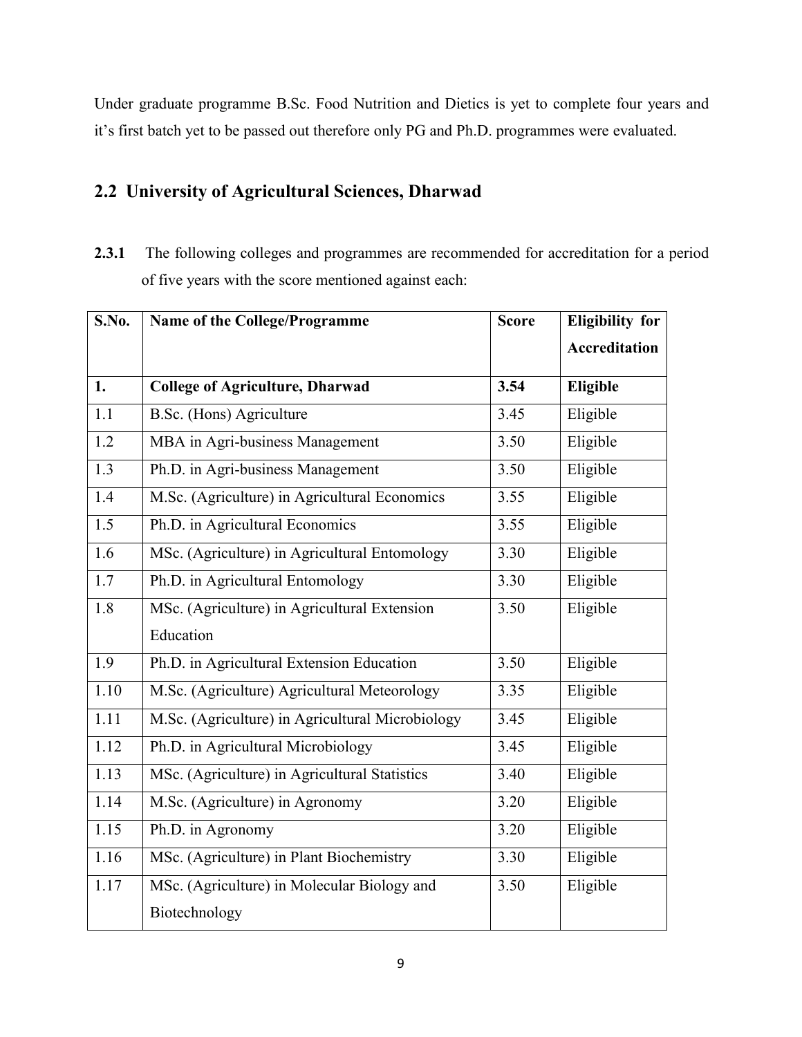Under graduate programme B.Sc. Food Nutrition and Dietics is yet to complete four years and it's first batch yet to be passed out therefore only PG and Ph.D. programmes were evaluated.

## 2.2 University of Agricultural Sciences, Dharwad

**2.3.1** The following colleges and programmes are recommended for accreditation for a period of five years with the score mentioned against each:

| S.No. | Name of the College/Programme | Score | Eligibility for Accreditation |
|---|---|---|---|
| **1.** | **College of Agriculture, Dharwad** | **3.54** | **Eligible** |
| 1.1 | B.Sc. (Hons) Agriculture | 3.45 | Eligible |
| 1.2 | MBA in Agri-business Management | 3.50 | Eligible |
| 1.3 | Ph.D. in Agri-business Management | 3.50 | Eligible |
| 1.4 | M.Sc. (Agriculture) in Agricultural Economics | 3.55 | Eligible |
| 1.5 | Ph.D. in Agricultural Economics | 3.55 | Eligible |
| 1.6 | MSc. (Agriculture) in Agricultural Entomology | 3.30 | Eligible |
| 1.7 | Ph.D. in Agricultural Entomology | 3.30 | Eligible |
| 1.8 | MSc. (Agriculture) in Agricultural Extension Education | 3.50 | Eligible |
| 1.9 | Ph.D. in Agricultural Extension Education | 3.50 | Eligible |
| 1.10 | M.Sc. (Agriculture) Agricultural Meteorology | 3.35 | Eligible |
| 1.11 | M.Sc. (Agriculture) in Agricultural Microbiology | 3.45 | Eligible |
| 1.12 | Ph.D. in Agricultural Microbiology | 3.45 | Eligible |
| 1.13 | MSc. (Agriculture) in Agricultural Statistics | 3.40 | Eligible |
| 1.14 | M.Sc. (Agriculture) in Agronomy | 3.20 | Eligible |
| 1.15 | Ph.D. in Agronomy | 3.20 | Eligible |
| 1.16 | MSc. (Agriculture) in Plant Biochemistry | 3.30 | Eligible |
| 1.17 | MSc. (Agriculture) in Molecular Biology and Biotechnology | 3.50 | Eligible |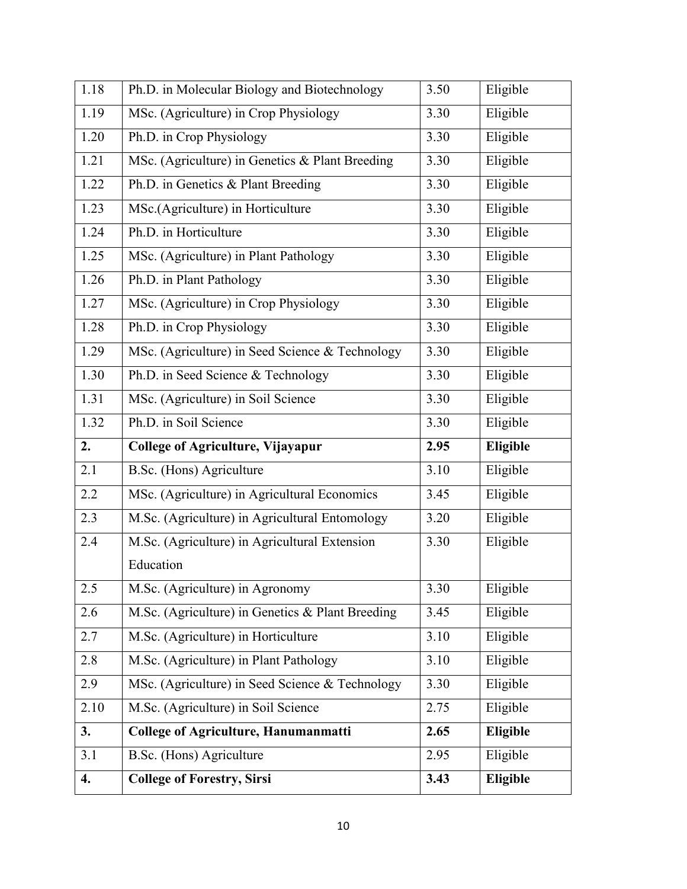| | | | |
|---|---|---|---|
| 1.18 | Ph.D. in Molecular Biology and Biotechnology | 3.50 | Eligible |
| 1.19 | MSc. (Agriculture) in Crop Physiology | 3.30 | Eligible |
| 1.20 | Ph.D. in Crop Physiology | 3.30 | Eligible |
| 1.21 | MSc. (Agriculture) in Genetics & Plant Breeding | 3.30 | Eligible |
| 1.22 | Ph.D. in Genetics & Plant Breeding | 3.30 | Eligible |
| 1.23 | MSc.(Agriculture) in Horticulture | 3.30 | Eligible |
| 1.24 | Ph.D. in Horticulture | 3.30 | Eligible |
| 1.25 | MSc. (Agriculture) in Plant Pathology | 3.30 | Eligible |
| 1.26 | Ph.D. in Plant Pathology | 3.30 | Eligible |
| 1.27 | MSc. (Agriculture) in Crop Physiology | 3.30 | Eligible |
| 1.28 | Ph.D. in Crop Physiology | 3.30 | Eligible |
| 1.29 | MSc. (Agriculture) in Seed Science & Technology | 3.30 | Eligible |
| 1.30 | Ph.D. in Seed Science & Technology | 3.30 | Eligible |
| 1.31 | MSc. (Agriculture) in Soil Science | 3.30 | Eligible |
| 1.32 | Ph.D. in Soil Science | 3.30 | Eligible |
| **2.** | **College of Agriculture, Vijayapur** | **2.95** | **Eligible** |
| 2.1 | B.Sc. (Hons) Agriculture | 3.10 | Eligible |
| 2.2 | MSc. (Agriculture) in Agricultural Economics | 3.45 | Eligible |
| 2.3 | M.Sc. (Agriculture) in Agricultural Entomology | 3.20 | Eligible |
| 2.4 | M.Sc. (Agriculture) in Agricultural Extension Education | 3.30 | Eligible |
| 2.5 | M.Sc. (Agriculture) in Agronomy | 3.30 | Eligible |
| 2.6 | M.Sc. (Agriculture) in Genetics & Plant Breeding | 3.45 | Eligible |
| 2.7 | M.Sc. (Agriculture) in Horticulture | 3.10 | Eligible |
| 2.8 | M.Sc. (Agriculture) in Plant Pathology | 3.10 | Eligible |
| 2.9 | MSc. (Agriculture) in Seed Science & Technology | 3.30 | Eligible |
| 2.10 | M.Sc. (Agriculture) in Soil Science | 2.75 | Eligible |
| **3.** | **College of Agriculture, Hanumanmatti** | **2.65** | **Eligible** |
| 3.1 | B.Sc. (Hons) Agriculture | 2.95 | Eligible |
| **4.** | **College of Forestry, Sirsi** | **3.43** | **Eligible** |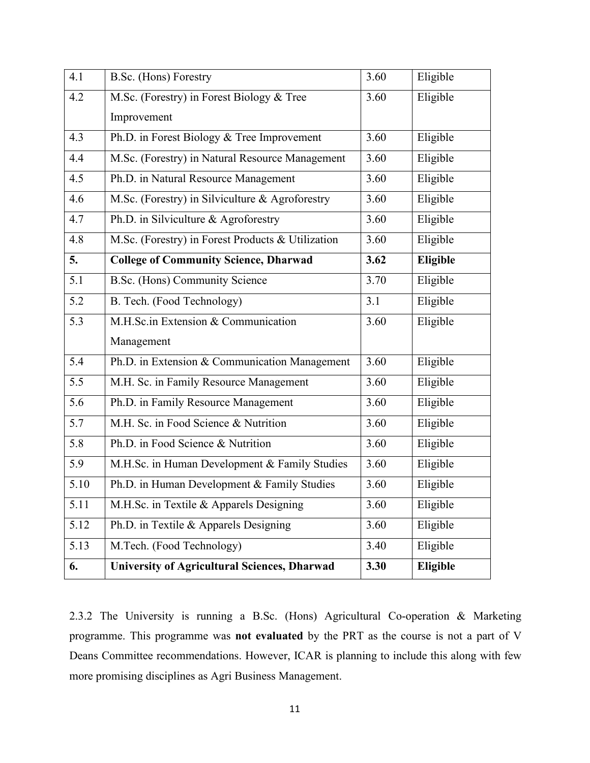| | | | |
|---|---|---|---|
| 4.1 | B.Sc. (Hons) Forestry | 3.60 | Eligible |
| 4.2 | M.Sc. (Forestry) in Forest Biology & Tree Improvement | 3.60 | Eligible |
| 4.3 | Ph.D. in Forest Biology & Tree Improvement | 3.60 | Eligible |
| 4.4 | M.Sc. (Forestry) in Natural Resource Management | 3.60 | Eligible |
| 4.5 | Ph.D. in Natural Resource Management | 3.60 | Eligible |
| 4.6 | M.Sc. (Forestry) in Silviculture & Agroforestry | 3.60 | Eligible |
| 4.7 | Ph.D. in Silviculture & Agroforestry | 3.60 | Eligible |
| 4.8 | M.Sc. (Forestry) in Forest Products & Utilization | 3.60 | Eligible |
| **5.** | **College of Community Science, Dharwad** | **3.62** | **Eligible** |
| 5.1 | B.Sc. (Hons) Community Science | 3.70 | Eligible |
| 5.2 | B. Tech. (Food Technology) | 3.1 | Eligible |
| 5.3 | M.H.Sc.in Extension & Communication Management | 3.60 | Eligible |
| 5.4 | Ph.D. in Extension & Communication Management | 3.60 | Eligible |
| 5.5 | M.H. Sc. in Family Resource Management | 3.60 | Eligible |
| 5.6 | Ph.D. in Family Resource Management | 3.60 | Eligible |
| 5.7 | M.H. Sc. in Food Science & Nutrition | 3.60 | Eligible |
| 5.8 | Ph.D. in Food Science & Nutrition | 3.60 | Eligible |
| 5.9 | M.H.Sc. in Human Development & Family Studies | 3.60 | Eligible |
| 5.10 | Ph.D. in Human Development & Family Studies | 3.60 | Eligible |
| 5.11 | M.H.Sc. in Textile & Apparels Designing | 3.60 | Eligible |
| 5.12 | Ph.D. in Textile & Apparels Designing | 3.60 | Eligible |
| 5.13 | M.Tech. (Food Technology) | 3.40 | Eligible |
| **6.** | **University of Agricultural Sciences, Dharwad** | **3.30** | **Eligible** |

2.3.2 The University is running a B.Sc. (Hons) Agricultural Co-operation & Marketing programme. This programme was **not evaluated** by the PRT as the course is not a part of V Deans Committee recommendations. However, ICAR is planning to include this along with few more promising disciplines as Agri Business Management.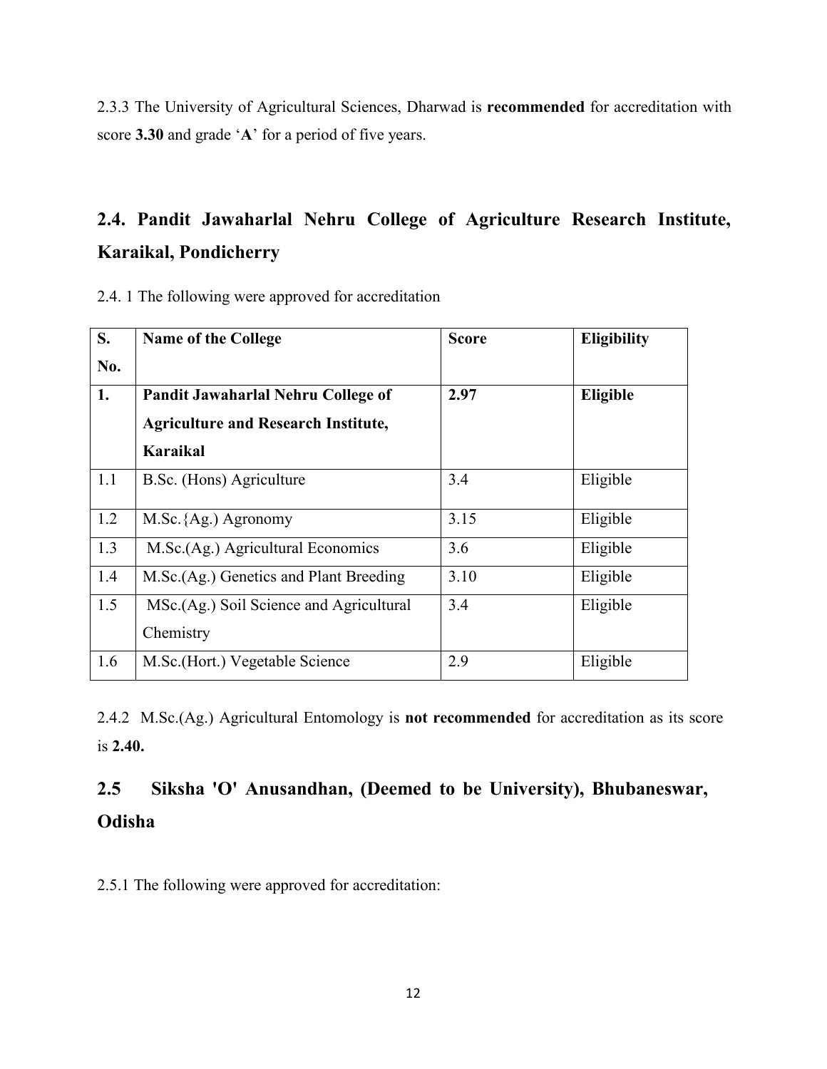2.3.3 The University of Agricultural Sciences, Dharwad is **recommended** for accreditation with score **3.30** and grade '**A**' for a period of five years.

## 2.4. Pandit Jawaharlal Nehru College of Agriculture Research Institute, Karaikal, Pondicherry

2.4. 1 The following were approved for accreditation

| S. No. | Name of the College | Score | Eligibility |
|---|---|---|---|
| **1.** | **Pandit Jawaharlal Nehru College of Agriculture and Research Institute, Karaikal** | **2.97** | **Eligible** |
| 1.1 | B.Sc. (Hons) Agriculture | 3.4 | Eligible |
| 1.2 | M.Sc.{Ag.) Agronomy | 3.15 | Eligible |
| 1.3 | M.Sc.(Ag.) Agricultural Economics | 3.6 | Eligible |
| 1.4 | M.Sc.(Ag.) Genetics and Plant Breeding | 3.10 | Eligible |
| 1.5 | MSc.(Ag.) Soil Science and Agricultural Chemistry | 3.4 | Eligible |
| 1.6 | M.Sc.(Hort.) Vegetable Science | 2.9 | Eligible |

2.4.2 M.Sc.(Ag.) Agricultural Entomology is **not recommended** for accreditation as its score is **2.40.**

## 2.5 Siksha 'O' Anusandhan, (Deemed to be University), Bhubaneswar, Odisha

2.5.1 The following were approved for accreditation: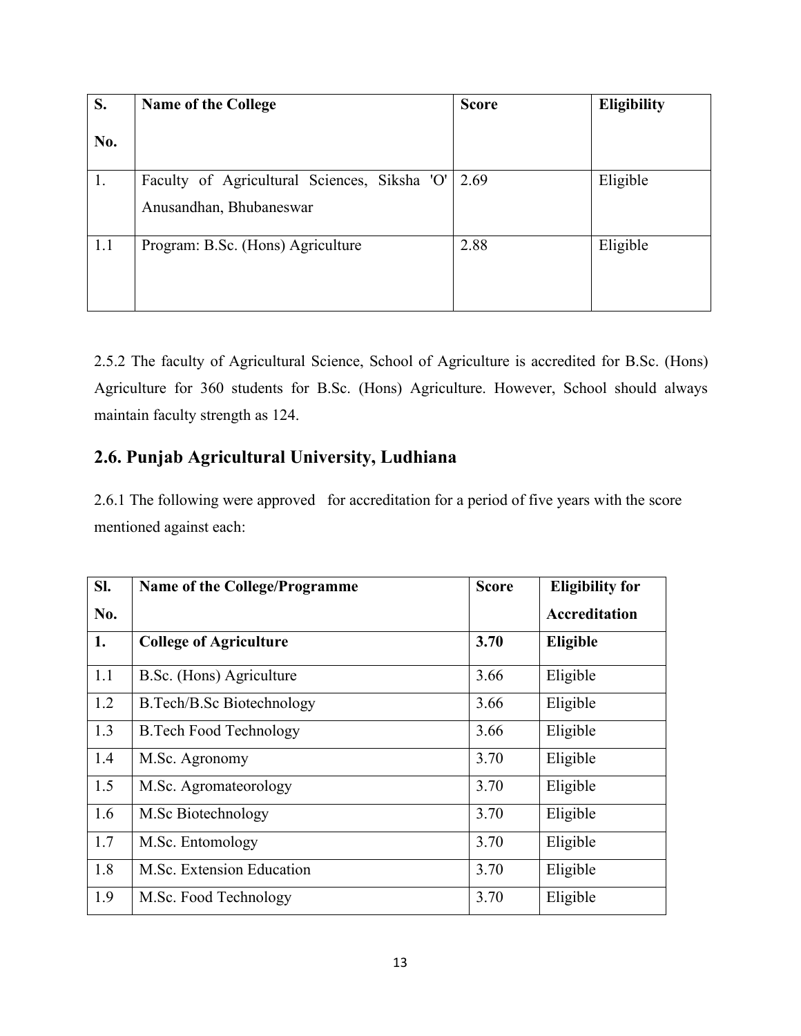| S. No. | Name of the College | Score | Eligibility |
|---|---|---|---|
| 1. | Faculty of Agricultural Sciences, Siksha 'O' Anusandhan, Bhubaneswar | 2.69 | Eligible |
| 1.1 | Program: B.Sc. (Hons) Agriculture | 2.88 | Eligible |

2.5.2 The faculty of Agricultural Science, School of Agriculture is accredited for B.Sc. (Hons) Agriculture for 360 students for B.Sc. (Hons) Agriculture. However, School should always maintain faculty strength as 124.

## 2.6. Punjab Agricultural University, Ludhiana

2.6.1 The following were approved for accreditation for a period of five years with the score mentioned against each:

| Sl. No. | Name of the College/Programme | Score | Eligibility for Accreditation |
|---|---|---|---|
| **1.** | **College of Agriculture** | **3.70** | **Eligible** |
| 1.1 | B.Sc. (Hons) Agriculture | 3.66 | Eligible |
| 1.2 | B.Tech/B.Sc Biotechnology | 3.66 | Eligible |
| 1.3 | B.Tech Food Technology | 3.66 | Eligible |
| 1.4 | M.Sc. Agronomy | 3.70 | Eligible |
| 1.5 | M.Sc. Agromateorology | 3.70 | Eligible |
| 1.6 | M.Sc Biotechnology | 3.70 | Eligible |
| 1.7 | M.Sc. Entomology | 3.70 | Eligible |
| 1.8 | M.Sc. Extension Education | 3.70 | Eligible |
| 1.9 | M.Sc. Food Technology | 3.70 | Eligible |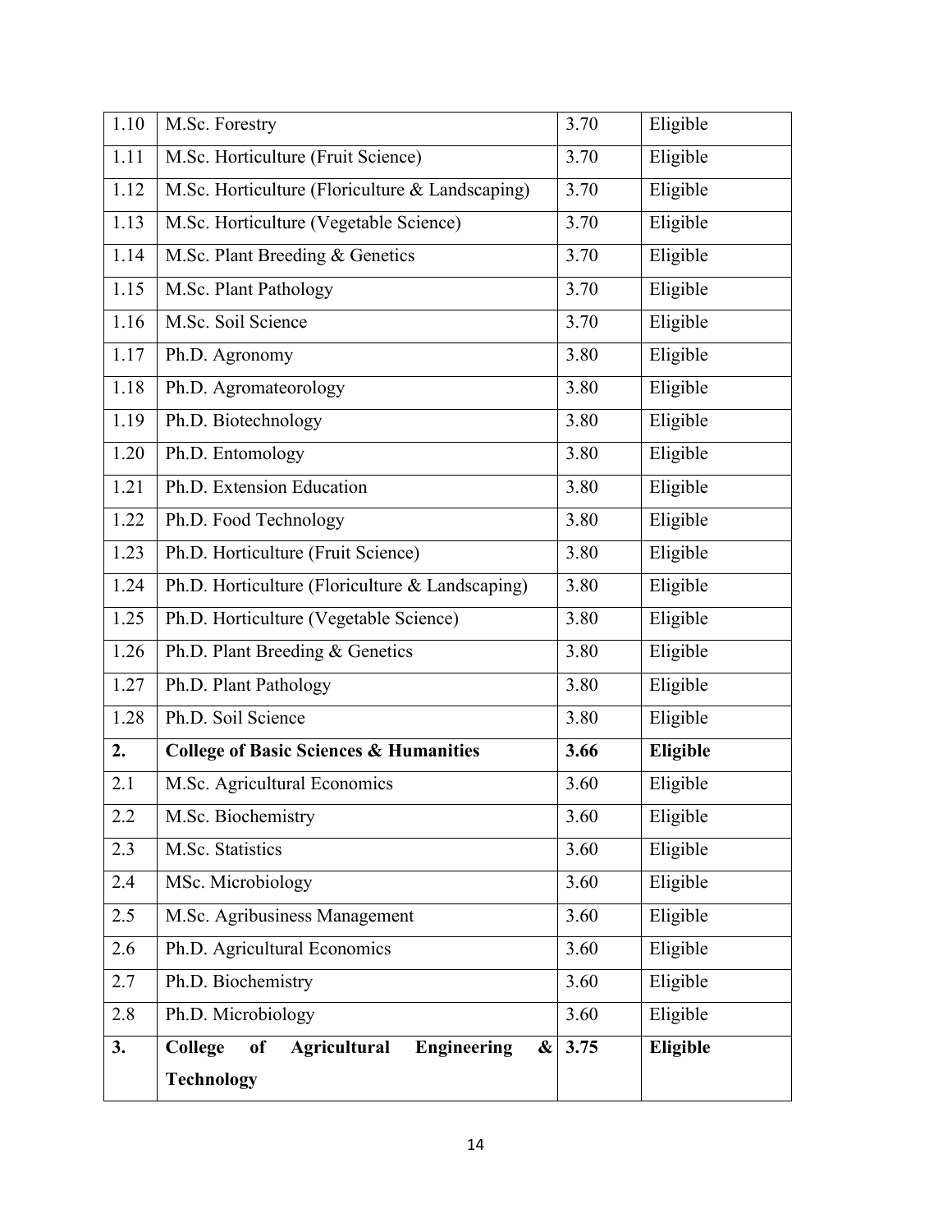| 1.10 | M.Sc. Forestry | 3.70 | Eligible |
|---|---|---|---|
| 1.11 | M.Sc. Horticulture (Fruit Science) | 3.70 | Eligible |
| 1.12 | M.Sc. Horticulture (Floriculture & Landscaping) | 3.70 | Eligible |
| 1.13 | M.Sc. Horticulture (Vegetable Science) | 3.70 | Eligible |
| 1.14 | M.Sc. Plant Breeding & Genetics | 3.70 | Eligible |
| 1.15 | M.Sc. Plant Pathology | 3.70 | Eligible |
| 1.16 | M.Sc. Soil Science | 3.70 | Eligible |
| 1.17 | Ph.D. Agronomy | 3.80 | Eligible |
| 1.18 | Ph.D. Agromateorology | 3.80 | Eligible |
| 1.19 | Ph.D. Biotechnology | 3.80 | Eligible |
| 1.20 | Ph.D. Entomology | 3.80 | Eligible |
| 1.21 | Ph.D. Extension Education | 3.80 | Eligible |
| 1.22 | Ph.D. Food Technology | 3.80 | Eligible |
| 1.23 | Ph.D. Horticulture (Fruit Science) | 3.80 | Eligible |
| 1.24 | Ph.D. Horticulture (Floriculture & Landscaping) | 3.80 | Eligible |
| 1.25 | Ph.D. Horticulture (Vegetable Science) | 3.80 | Eligible |
| 1.26 | Ph.D. Plant Breeding & Genetics | 3.80 | Eligible |
| 1.27 | Ph.D. Plant Pathology | 3.80 | Eligible |
| 1.28 | Ph.D. Soil Science | 3.80 | Eligible |
| **2.** | **College of Basic Sciences & Humanities** | **3.66** | **Eligible** |
| 2.1 | M.Sc. Agricultural Economics | 3.60 | Eligible |
| 2.2 | M.Sc. Biochemistry | 3.60 | Eligible |
| 2.3 | M.Sc. Statistics | 3.60 | Eligible |
| 2.4 | MSc. Microbiology | 3.60 | Eligible |
| 2.5 | M.Sc. Agribusiness Management | 3.60 | Eligible |
| 2.6 | Ph.D. Agricultural Economics | 3.60 | Eligible |
| 2.7 | Ph.D. Biochemistry | 3.60 | Eligible |
| 2.8 | Ph.D. Microbiology | 3.60 | Eligible |
| **3.** | **College of Agricultural Engineering & Technology** | **3.75** | **Eligible** |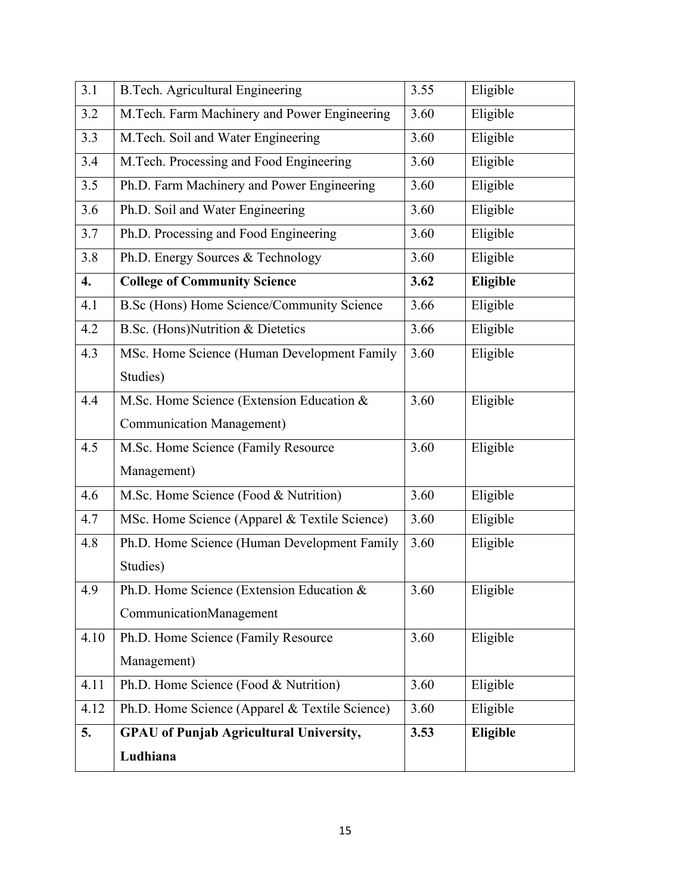| 3.1 | B.Tech. Agricultural Engineering | 3.55 | Eligible |
|---|---|---|---|
| 3.2 | M.Tech. Farm Machinery and Power Engineering | 3.60 | Eligible |
| 3.3 | M.Tech. Soil and Water Engineering | 3.60 | Eligible |
| 3.4 | M.Tech. Processing and Food Engineering | 3.60 | Eligible |
| 3.5 | Ph.D. Farm Machinery and Power Engineering | 3.60 | Eligible |
| 3.6 | Ph.D. Soil and Water Engineering | 3.60 | Eligible |
| 3.7 | Ph.D. Processing and Food Engineering | 3.60 | Eligible |
| 3.8 | Ph.D. Energy Sources & Technology | 3.60 | Eligible |
| **4.** | **College of Community Science** | **3.62** | **Eligible** |
| 4.1 | B.Sc (Hons) Home Science/Community Science | 3.66 | Eligible |
| 4.2 | B.Sc. (Hons)Nutrition & Dietetics | 3.66 | Eligible |
| 4.3 | MSc. Home Science (Human Development Family Studies) | 3.60 | Eligible |
| 4.4 | M.Sc. Home Science (Extension Education & Communication Management) | 3.60 | Eligible |
| 4.5 | M.Sc. Home Science (Family Resource Management) | 3.60 | Eligible |
| 4.6 | M.Sc. Home Science (Food & Nutrition) | 3.60 | Eligible |
| 4.7 | MSc. Home Science (Apparel & Textile Science) | 3.60 | Eligible |
| 4.8 | Ph.D. Home Science (Human Development Family Studies) | 3.60 | Eligible |
| 4.9 | Ph.D. Home Science (Extension Education & CommunicationManagement | 3.60 | Eligible |
| 4.10 | Ph.D. Home Science (Family Resource Management) | 3.60 | Eligible |
| 4.11 | Ph.D. Home Science (Food & Nutrition) | 3.60 | Eligible |
| 4.12 | Ph.D. Home Science (Apparel & Textile Science) | 3.60 | Eligible |
| **5.** | **GPAU of Punjab Agricultural University, Ludhiana** | **3.53** | **Eligible** |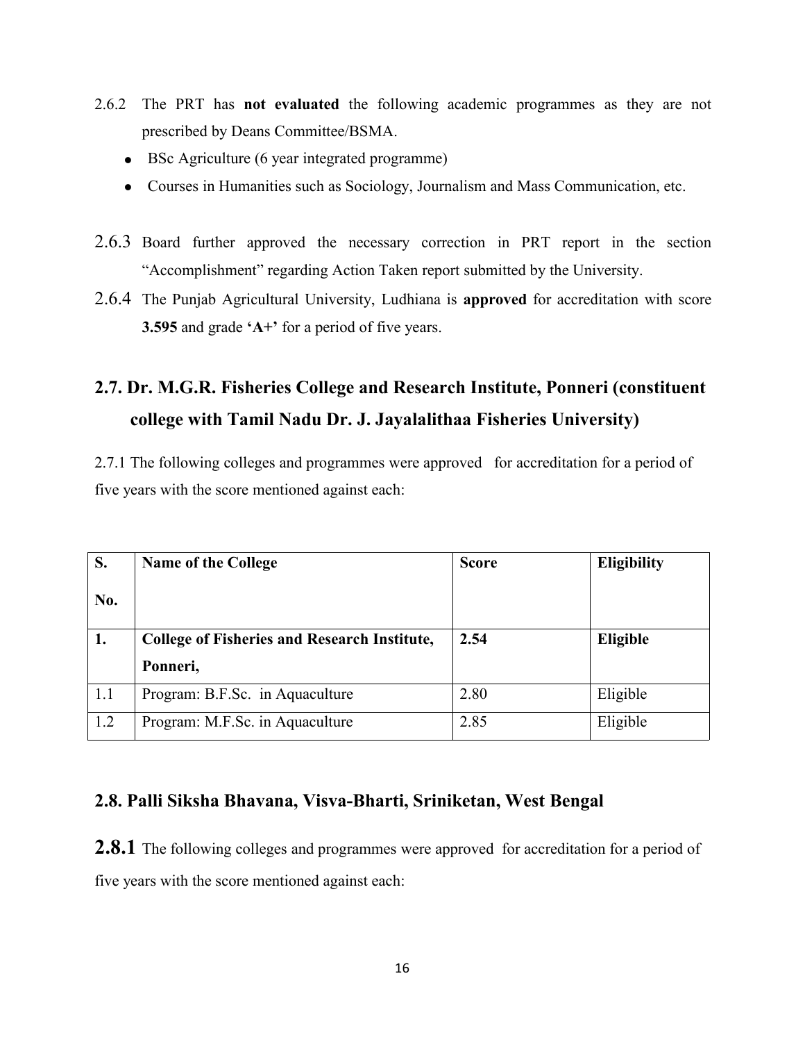2.6.2 The PRT has **not evaluated** the following academic programmes as they are not prescribed by Deans Committee/BSMA.

- BSc Agriculture (6 year integrated programme)
- Courses in Humanities such as Sociology, Journalism and Mass Communication, etc.

2.6.3 Board further approved the necessary correction in PRT report in the section "Accomplishment" regarding Action Taken report submitted by the University.

2.6.4 The Punjab Agricultural University, Ludhiana is **approved** for accreditation with score **3.595** and grade **'A+'** for a period of five years.

## 2.7. Dr. M.G.R. Fisheries College and Research Institute, Ponneri (constituent college with Tamil Nadu Dr. J. Jayalalithaa Fisheries University)

2.7.1 The following colleges and programmes were approved for accreditation for a period of five years with the score mentioned against each:

| S. No. | Name of the College | Score | Eligibility |
|---|---|---|---|
| **1.** | **College of Fisheries and Research Institute, Ponneri,** | **2.54** | **Eligible** |
| 1.1 | Program: B.F.Sc. in Aquaculture | 2.80 | Eligible |
| 1.2 | Program: M.F.Sc. in Aquaculture | 2.85 | Eligible |

## 2.8. Palli Siksha Bhavana, Visva-Bharti, Sriniketan, West Bengal

**2.8.1** The following colleges and programmes were approved for accreditation for a period of five years with the score mentioned against each: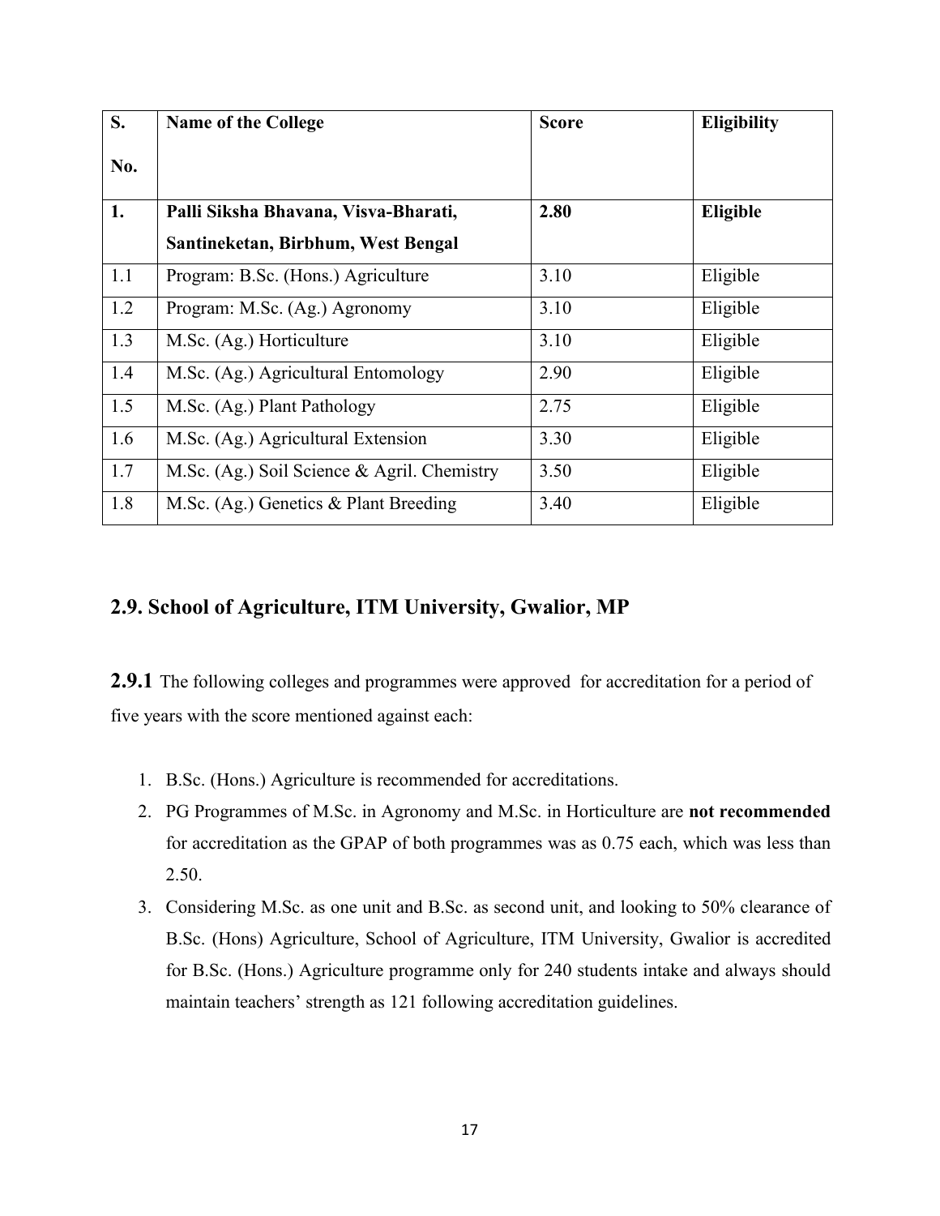| S. No. | Name of the College | Score | Eligibility |
|---|---|---|---|
| **1.** | **Palli Siksha Bhavana, Visva-Bharati, Santineketan, Birbhum, West Bengal** | **2.80** | **Eligible** |
| 1.1 | Program: B.Sc. (Hons.) Agriculture | 3.10 | Eligible |
| 1.2 | Program: M.Sc. (Ag.) Agronomy | 3.10 | Eligible |
| 1.3 | M.Sc. (Ag.) Horticulture | 3.10 | Eligible |
| 1.4 | M.Sc. (Ag.) Agricultural Entomology | 2.90 | Eligible |
| 1.5 | M.Sc. (Ag.) Plant Pathology | 2.75 | Eligible |
| 1.6 | M.Sc. (Ag.) Agricultural Extension | 3.30 | Eligible |
| 1.7 | M.Sc. (Ag.) Soil Science & Agril. Chemistry | 3.50 | Eligible |
| 1.8 | M.Sc. (Ag.) Genetics & Plant Breeding | 3.40 | Eligible |

## 2.9. School of Agriculture, ITM University, Gwalior, MP

**2.9.1** The following colleges and programmes were approved for accreditation for a period of five years with the score mentioned against each:

1. B.Sc. (Hons.) Agriculture is recommended for accreditations.
2. PG Programmes of M.Sc. in Agronomy and M.Sc. in Horticulture are **not recommended** for accreditation as the GPAP of both programmes was as 0.75 each, which was less than 2.50.
3. Considering M.Sc. as one unit and B.Sc. as second unit, and looking to 50% clearance of B.Sc. (Hons) Agriculture, School of Agriculture, ITM University, Gwalior is accredited for B.Sc. (Hons.) Agriculture programme only for 240 students intake and always should maintain teachers' strength as 121 following accreditation guidelines.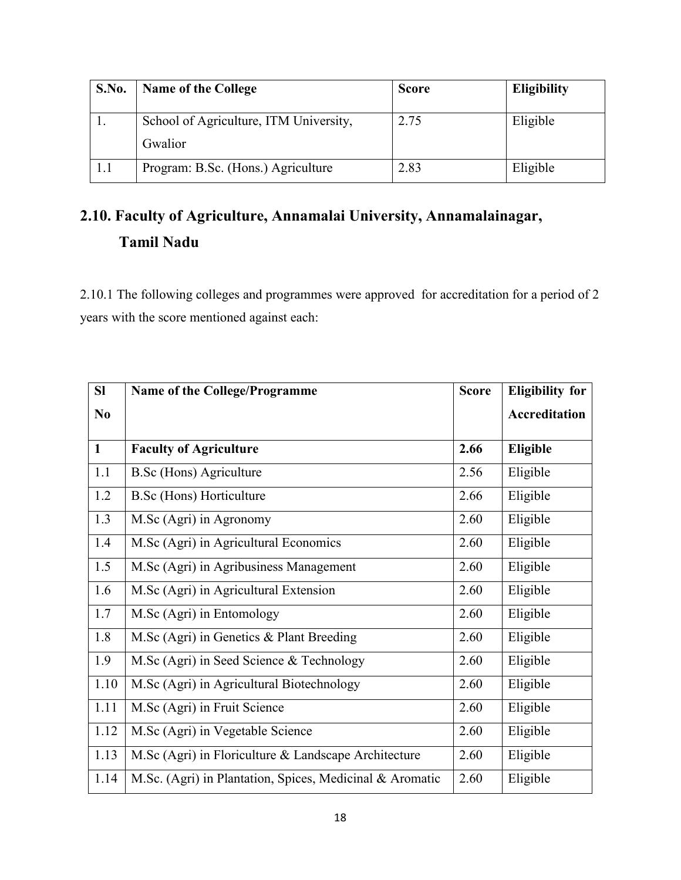| S.No. | Name of the College | Score | Eligibility |
|---|---|---|---|
| 1. | School of Agriculture, ITM University, Gwalior | 2.75 | Eligible |
| 1.1 | Program: B.Sc. (Hons.) Agriculture | 2.83 | Eligible |

## 2.10. Faculty of Agriculture, Annamalai University, Annamalainagar, Tamil Nadu

2.10.1 The following colleges and programmes were approved for accreditation for a period of 2 years with the score mentioned against each:

| Sl No | Name of the College/Programme | Score | Eligibility for Accreditation |
|---|---|---|---|
| **1** | **Faculty of Agriculture** | **2.66** | **Eligible** |
| 1.1 | B.Sc (Hons) Agriculture | 2.56 | Eligible |
| 1.2 | B.Sc (Hons) Horticulture | 2.66 | Eligible |
| 1.3 | M.Sc (Agri) in Agronomy | 2.60 | Eligible |
| 1.4 | M.Sc (Agri) in Agricultural Economics | 2.60 | Eligible |
| 1.5 | M.Sc (Agri) in Agribusiness Management | 2.60 | Eligible |
| 1.6 | M.Sc (Agri) in Agricultural Extension | 2.60 | Eligible |
| 1.7 | M.Sc (Agri) in Entomology | 2.60 | Eligible |
| 1.8 | M.Sc (Agri) in Genetics & Plant Breeding | 2.60 | Eligible |
| 1.9 | M.Sc (Agri) in Seed Science & Technology | 2.60 | Eligible |
| 1.10 | M.Sc (Agri) in Agricultural Biotechnology | 2.60 | Eligible |
| 1.11 | M.Sc (Agri) in Fruit Science | 2.60 | Eligible |
| 1.12 | M.Sc (Agri) in Vegetable Science | 2.60 | Eligible |
| 1.13 | M.Sc (Agri) in Floriculture & Landscape Architecture | 2.60 | Eligible |
| 1.14 | M.Sc. (Agri) in Plantation, Spices, Medicinal & Aromatic | 2.60 | Eligible |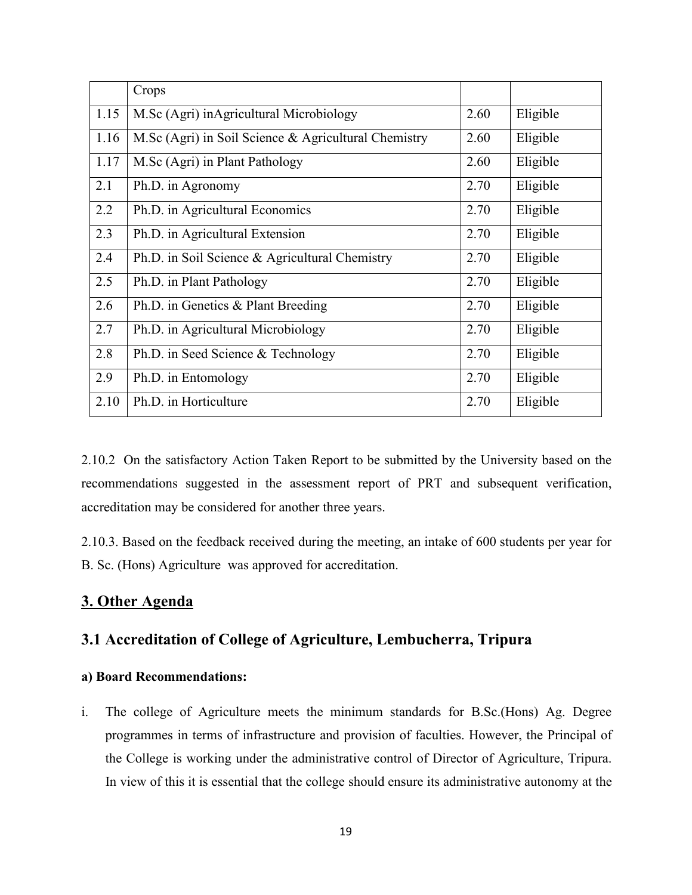| | | | |
|---|---|---|---|
| | Crops | | |
| 1.15 | M.Sc (Agri) inAgricultural Microbiology | 2.60 | Eligible |
| 1.16 | M.Sc (Agri) in Soil Science & Agricultural Chemistry | 2.60 | Eligible |
| 1.17 | M.Sc (Agri) in Plant Pathology | 2.60 | Eligible |
| 2.1 | Ph.D. in Agronomy | 2.70 | Eligible |
| 2.2 | Ph.D. in Agricultural Economics | 2.70 | Eligible |
| 2.3 | Ph.D. in Agricultural Extension | 2.70 | Eligible |
| 2.4 | Ph.D. in Soil Science & Agricultural Chemistry | 2.70 | Eligible |
| 2.5 | Ph.D. in Plant Pathology | 2.70 | Eligible |
| 2.6 | Ph.D. in Genetics & Plant Breeding | 2.70 | Eligible |
| 2.7 | Ph.D. in Agricultural Microbiology | 2.70 | Eligible |
| 2.8 | Ph.D. in Seed Science & Technology | 2.70 | Eligible |
| 2.9 | Ph.D. in Entomology | 2.70 | Eligible |
| 2.10 | Ph.D. in Horticulture | 2.70 | Eligible |

2.10.2 On the satisfactory Action Taken Report to be submitted by the University based on the recommendations suggested in the assessment report of PRT and subsequent verification, accreditation may be considered for another three years.

2.10.3. Based on the feedback received during the meeting, an intake of 600 students per year for B. Sc. (Hons) Agriculture was approved for accreditation.

## 3. Other Agenda

## 3.1 Accreditation of College of Agriculture, Lembucherra, Tripura

**a) Board Recommendations:**

i. The college of Agriculture meets the minimum standards for B.Sc.(Hons) Ag. Degree programmes in terms of infrastructure and provision of faculties. However, the Principal of the College is working under the administrative control of Director of Agriculture, Tripura. In view of this it is essential that the college should ensure its administrative autonomy at the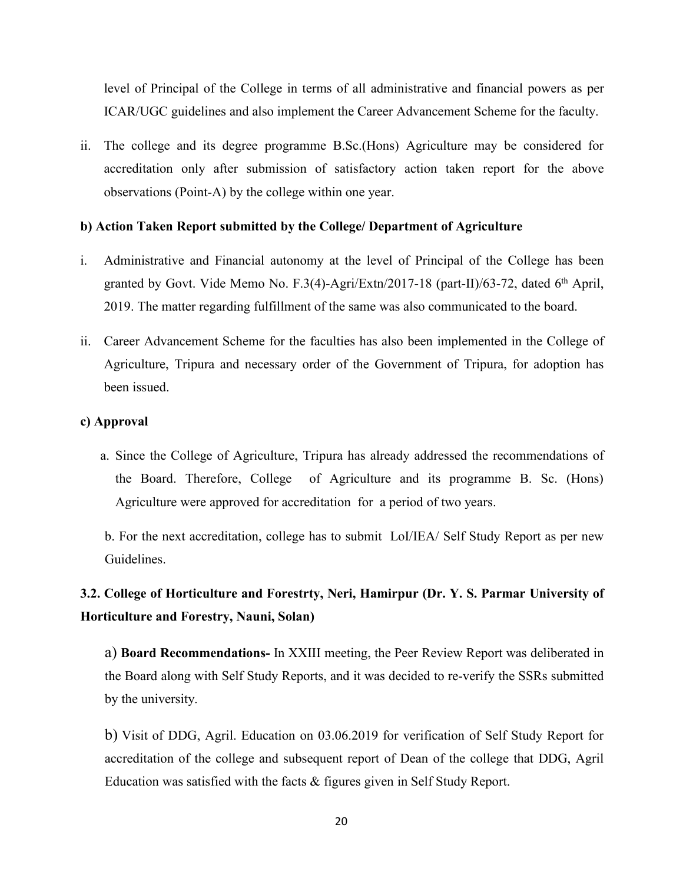level of Principal of the College in terms of all administrative and financial powers as per ICAR/UGC guidelines and also implement the Career Advancement Scheme for the faculty.

ii. The college and its degree programme B.Sc.(Hons) Agriculture may be considered for accreditation only after submission of satisfactory action taken report for the above observations (Point-A) by the college within one year.

**b) Action Taken Report submitted by the College/ Department of Agriculture**

i. Administrative and Financial autonomy at the level of Principal of the College has been granted by Govt. Vide Memo No. F.3(4)-Agri/Extn/2017-18 (part-II)/63-72, dated 6th April, 2019. The matter regarding fulfillment of the same was also communicated to the board.

ii. Career Advancement Scheme for the faculties has also been implemented in the College of Agriculture, Tripura and necessary order of the Government of Tripura, for adoption has been issued.

**c) Approval**

a. Since the College of Agriculture, Tripura has already addressed the recommendations of the Board. Therefore, College of Agriculture and its programme B. Sc. (Hons) Agriculture were approved for accreditation for a period of two years.

b. For the next accreditation, college has to submit LoI/IEA/ Self Study Report as per new Guidelines.

**3.2. College of Horticulture and Forestrty, Neri, Hamirpur (Dr. Y. S. Parmar University of Horticulture and Forestry, Nauni, Solan)**

a) **Board Recommendations-** In XXIII meeting, the Peer Review Report was deliberated in the Board along with Self Study Reports, and it was decided to re-verify the SSRs submitted by the university.

b) Visit of DDG, Agril. Education on 03.06.2019 for verification of Self Study Report for accreditation of the college and subsequent report of Dean of the college that DDG, Agril Education was satisfied with the facts & figures given in Self Study Report.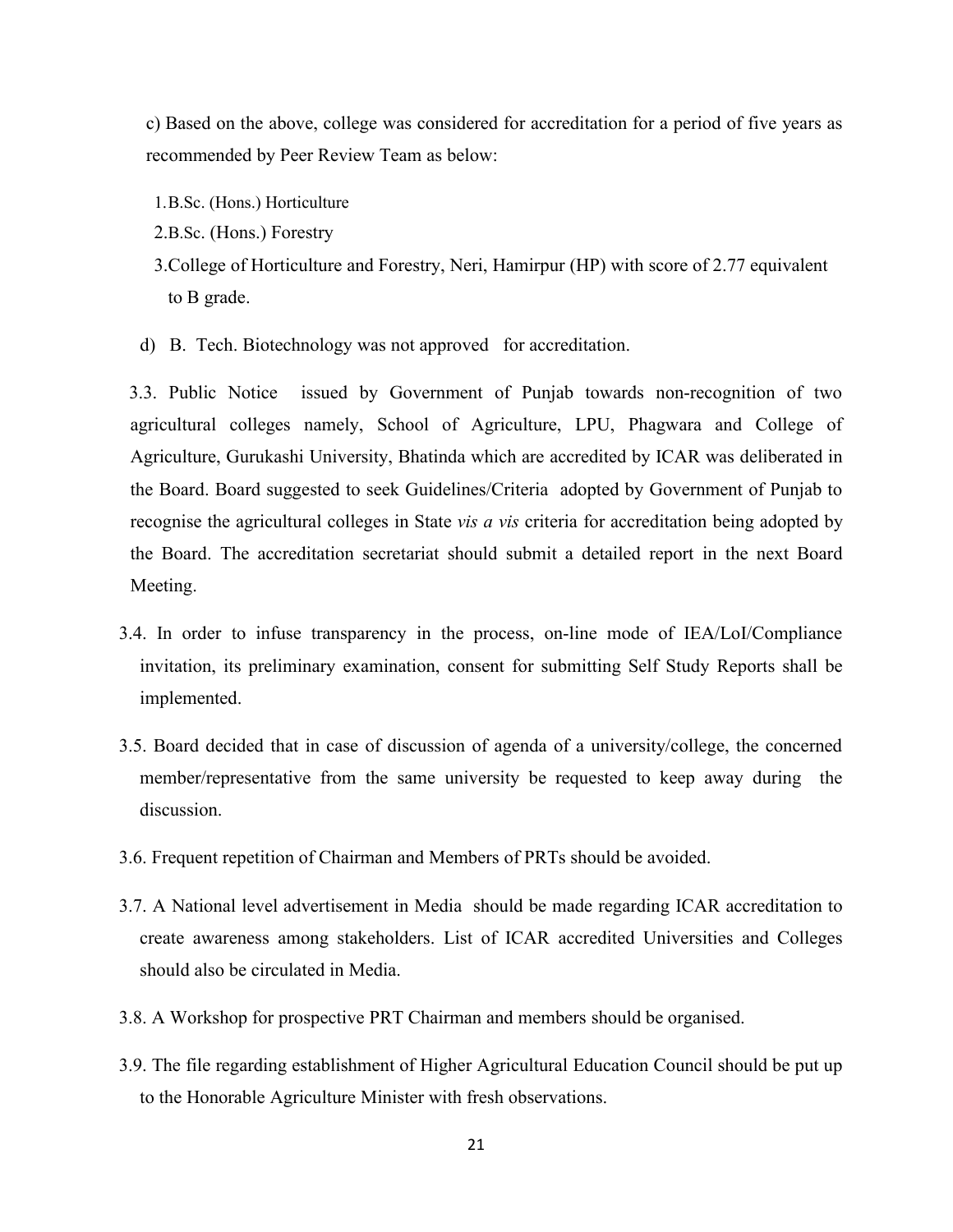c) Based on the above, college was considered for accreditation for a period of five years as recommended by Peer Review Team as below:

1. B.Sc. (Hons.) Horticulture
2. B.Sc. (Hons.) Forestry
3. College of Horticulture and Forestry, Neri, Hamirpur (HP) with score of 2.77 equivalent to B grade.

d) B. Tech. Biotechnology was not approved for accreditation.

3.3. Public Notice issued by Government of Punjab towards non-recognition of two agricultural colleges namely, School of Agriculture, LPU, Phagwara and College of Agriculture, Gurukashi University, Bhatinda which are accredited by ICAR was deliberated in the Board. Board suggested to seek Guidelines/Criteria adopted by Government of Punjab to recognise the agricultural colleges in State *vis a vis* criteria for accreditation being adopted by the Board. The accreditation secretariat should submit a detailed report in the next Board Meeting.

3.4. In order to infuse transparency in the process, on-line mode of IEA/LoI/Compliance invitation, its preliminary examination, consent for submitting Self Study Reports shall be implemented.

3.5. Board decided that in case of discussion of agenda of a university/college, the concerned member/representative from the same university be requested to keep away during the discussion.

3.6. Frequent repetition of Chairman and Members of PRTs should be avoided.

3.7. A National level advertisement in Media should be made regarding ICAR accreditation to create awareness among stakeholders. List of ICAR accredited Universities and Colleges should also be circulated in Media.

3.8. A Workshop for prospective PRT Chairman and members should be organised.

3.9. The file regarding establishment of Higher Agricultural Education Council should be put up to the Honorable Agriculture Minister with fresh observations.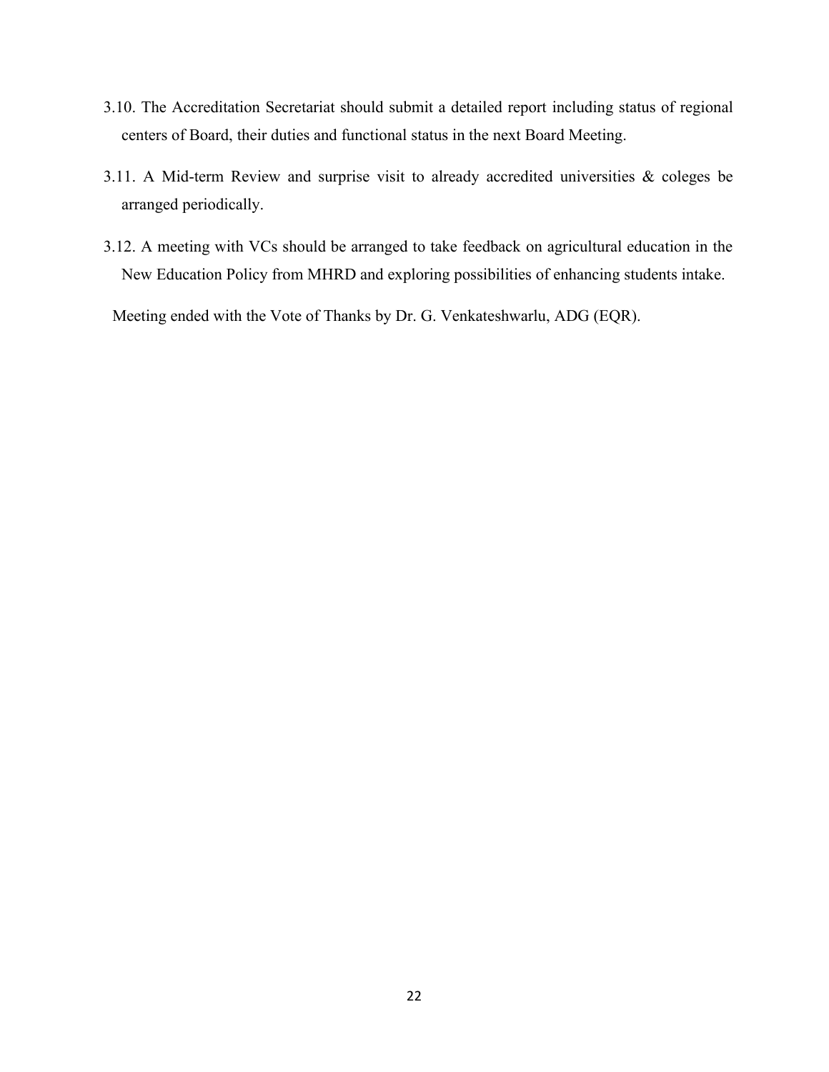3.10. The Accreditation Secretariat should submit a detailed report including status of regional centers of Board, their duties and functional status in the next Board Meeting.

3.11. A Mid-term Review and surprise visit to already accredited universities & coleges be arranged periodically.

3.12. A meeting with VCs should be arranged to take feedback on agricultural education in the New Education Policy from MHRD and exploring possibilities of enhancing students intake.

Meeting ended with the Vote of Thanks by Dr. G. Venkateshwarlu, ADG (EQR).